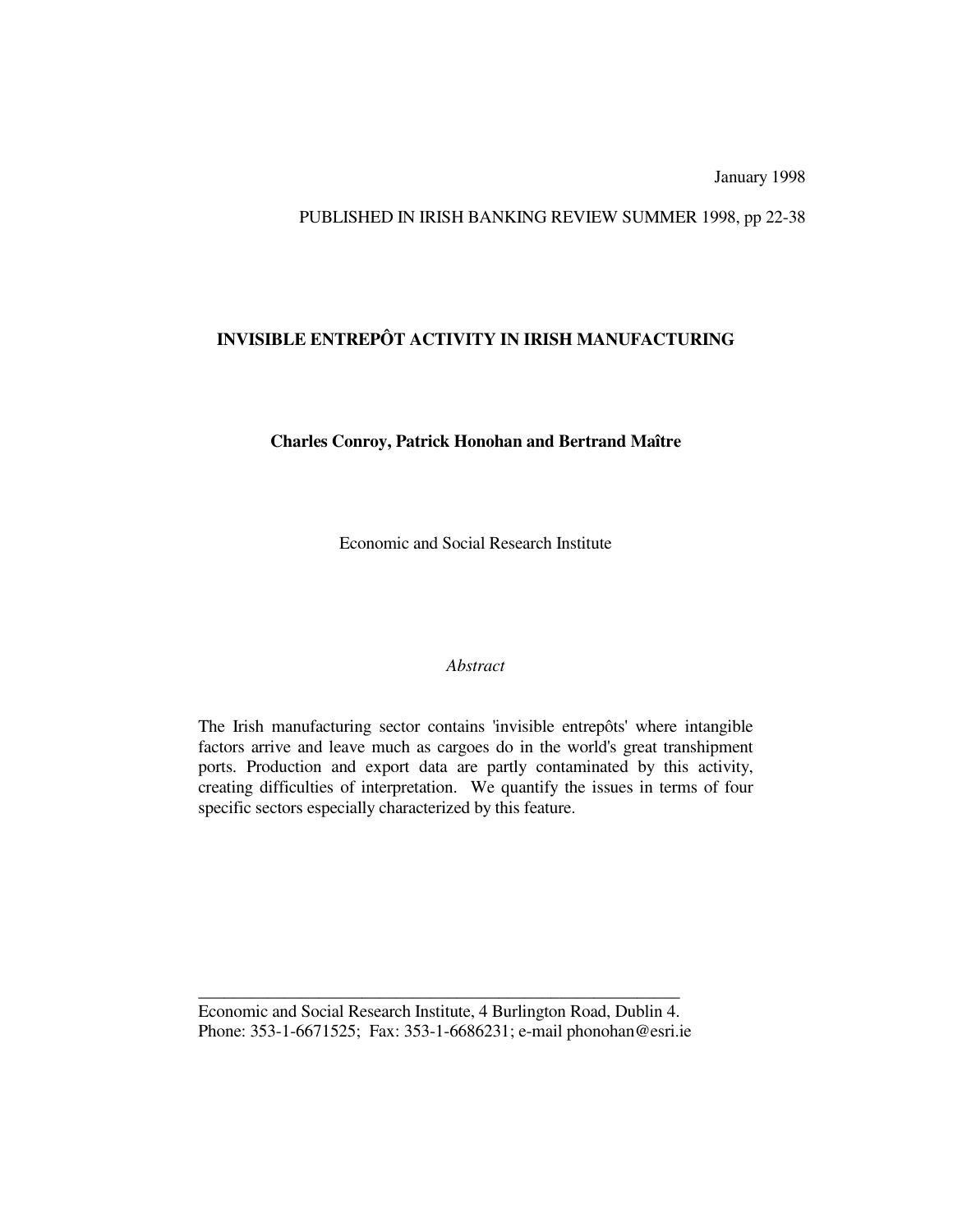January 1998

PUBLISHED IN IRISH BANKING REVIEW SUMMER 1998, pp 22-38

# INVISIBLE ENTREPÔT ACTIVITY IN IRISH MANUFACTURING

**Charles Conroy, Patrick Honohan and Bertrand Maître**

Economic and Social Research Institute

*Abstract*

The Irish manufacturing sector contains 'invisible entrepôts' where intangible factors arrive and leave much as cargoes do in the world's great transhipment ports. Production and export data are partly contaminated by this activity, creating difficulties of interpretation. We quantify the issues in terms of four specific sectors especially characterized by this feature.

---

Economic and Social Research Institute, 4 Burlington Road, Dublin 4.
Phone: 353-1-6671525; Fax: 353-1-6686231; e-mail phonohan@esri.ie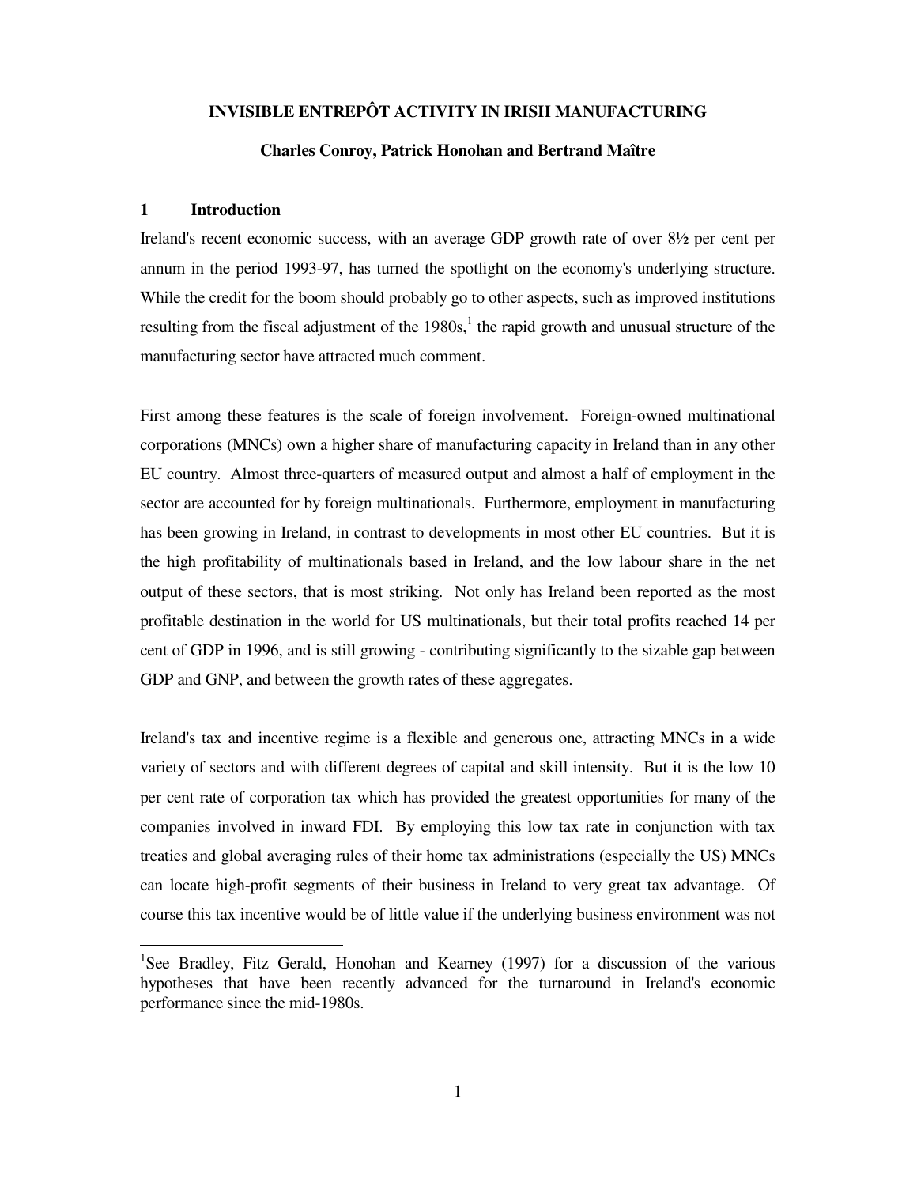# INVISIBLE ENTREPÔT ACTIVITY IN IRISH MANUFACTURING

**Charles Conroy, Patrick Honohan and Bertrand Maître**

## 1 Introduction

Ireland's recent economic success, with an average GDP growth rate of over 8½ per cent per annum in the period 1993-97, has turned the spotlight on the economy's underlying structure. While the credit for the boom should probably go to other aspects, such as improved institutions resulting from the fiscal adjustment of the 1980s,[1] the rapid growth and unusual structure of the manufacturing sector have attracted much comment.

First among these features is the scale of foreign involvement. Foreign-owned multinational corporations (MNCs) own a higher share of manufacturing capacity in Ireland than in any other EU country. Almost three-quarters of measured output and almost a half of employment in the sector are accounted for by foreign multinationals. Furthermore, employment in manufacturing has been growing in Ireland, in contrast to developments in most other EU countries. But it is the high profitability of multinationals based in Ireland, and the low labour share in the net output of these sectors, that is most striking. Not only has Ireland been reported as the most profitable destination in the world for US multinationals, but their total profits reached 14 per cent of GDP in 1996, and is still growing - contributing significantly to the sizable gap between GDP and GNP, and between the growth rates of these aggregates.

Ireland's tax and incentive regime is a flexible and generous one, attracting MNCs in a wide variety of sectors and with different degrees of capital and skill intensity. But it is the low 10 per cent rate of corporation tax which has provided the greatest opportunities for many of the companies involved in inward FDI. By employing this low tax rate in conjunction with tax treaties and global averaging rules of their home tax administrations (especially the US) MNCs can locate high-profit segments of their business in Ireland to very great tax advantage. Of course this tax incentive would be of little value if the underlying business environment was not

[1] See Bradley, Fitz Gerald, Honohan and Kearney (1997) for a discussion of the various hypotheses that have been recently advanced for the turnaround in Ireland's economic performance since the mid-1980s.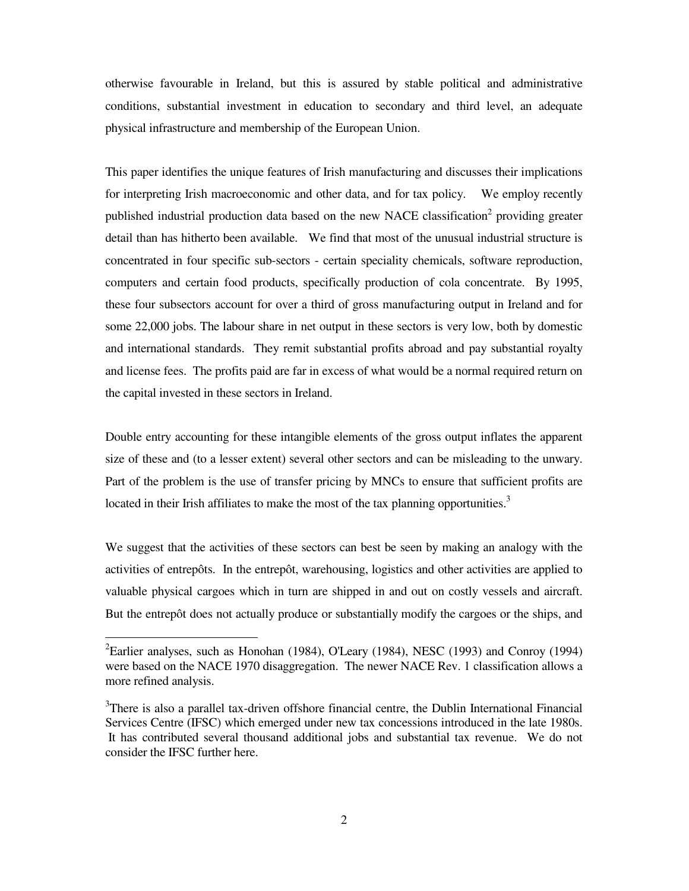otherwise favourable in Ireland, but this is assured by stable political and administrative conditions, substantial investment in education to secondary and third level, an adequate physical infrastructure and membership of the European Union.

This paper identifies the unique features of Irish manufacturing and discusses their implications for interpreting Irish macroeconomic and other data, and for tax policy. We employ recently published industrial production data based on the new NACE classification[2] providing greater detail than has hitherto been available. We find that most of the unusual industrial structure is concentrated in four specific sub-sectors - certain speciality chemicals, software reproduction, computers and certain food products, specifically production of cola concentrate. By 1995, these four subsectors account for over a third of gross manufacturing output in Ireland and for some 22,000 jobs. The labour share in net output in these sectors is very low, both by domestic and international standards. They remit substantial profits abroad and pay substantial royalty and license fees. The profits paid are far in excess of what would be a normal required return on the capital invested in these sectors in Ireland.

Double entry accounting for these intangible elements of the gross output inflates the apparent size of these and (to a lesser extent) several other sectors and can be misleading to the unwary. Part of the problem is the use of transfer pricing by MNCs to ensure that sufficient profits are located in their Irish affiliates to make the most of the tax planning opportunities.[3]

We suggest that the activities of these sectors can best be seen by making an analogy with the activities of entrepôts. In the entrepôt, warehousing, logistics and other activities are applied to valuable physical cargoes which in turn are shipped in and out on costly vessels and aircraft. But the entrepôt does not actually produce or substantially modify the cargoes or the ships, and

[2]Earlier analyses, such as Honohan (1984), O'Leary (1984), NESC (1993) and Conroy (1994) were based on the NACE 1970 disaggregation. The newer NACE Rev. 1 classification allows a more refined analysis.

[3]There is also a parallel tax-driven offshore financial centre, the Dublin International Financial Services Centre (IFSC) which emerged under new tax concessions introduced in the late 1980s. It has contributed several thousand additional jobs and substantial tax revenue. We do not consider the IFSC further here.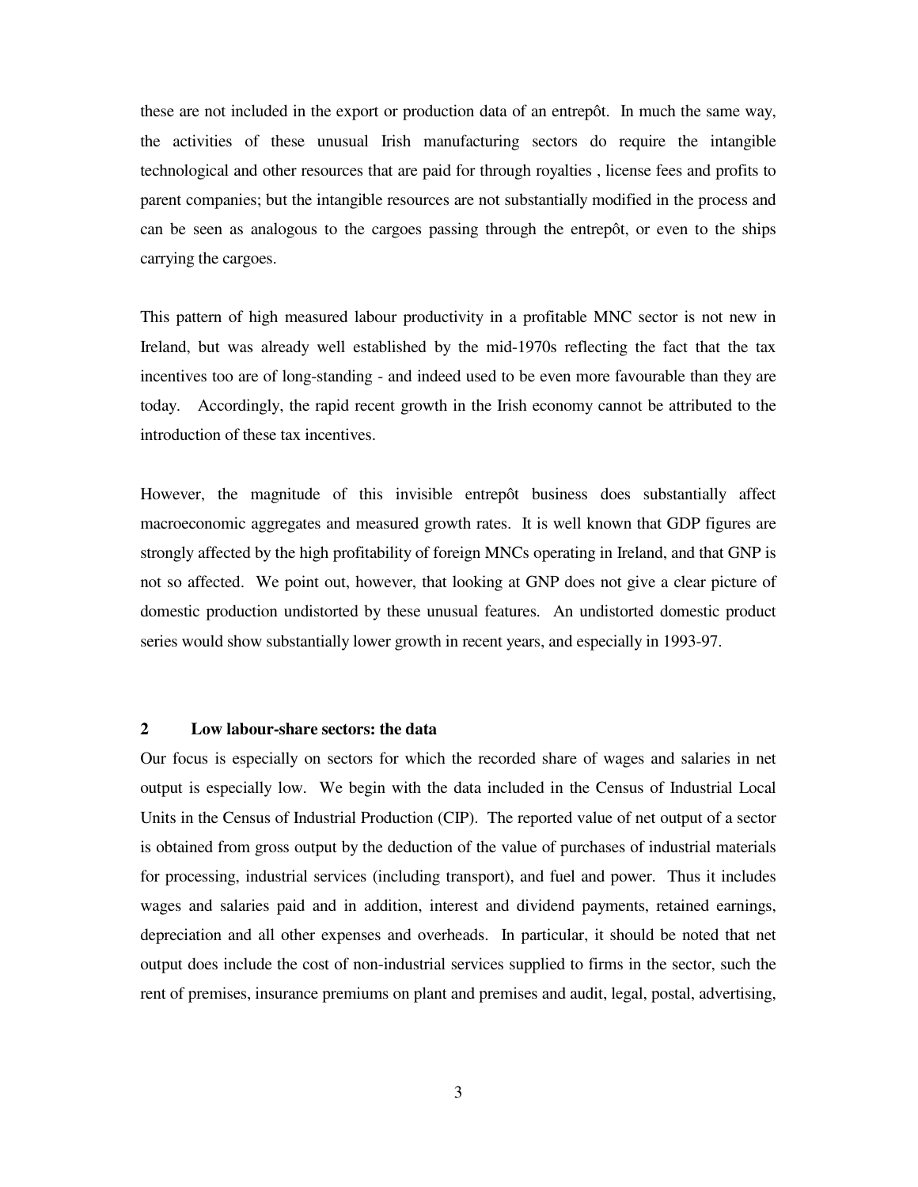these are not included in the export or production data of an entrepôt. In much the same way, the activities of these unusual Irish manufacturing sectors do require the intangible technological and other resources that are paid for through royalties , license fees and profits to parent companies; but the intangible resources are not substantially modified in the process and can be seen as analogous to the cargoes passing through the entrepôt, or even to the ships carrying the cargoes.

This pattern of high measured labour productivity in a profitable MNC sector is not new in Ireland, but was already well established by the mid-1970s reflecting the fact that the tax incentives too are of long-standing - and indeed used to be even more favourable than they are today. Accordingly, the rapid recent growth in the Irish economy cannot be attributed to the introduction of these tax incentives.

However, the magnitude of this invisible entrepôt business does substantially affect macroeconomic aggregates and measured growth rates. It is well known that GDP figures are strongly affected by the high profitability of foreign MNCs operating in Ireland, and that GNP is not so affected. We point out, however, that looking at GNP does not give a clear picture of domestic production undistorted by these unusual features. An undistorted domestic product series would show substantially lower growth in recent years, and especially in 1993-97.

## 2 Low labour-share sectors: the data

Our focus is especially on sectors for which the recorded share of wages and salaries in net output is especially low. We begin with the data included in the Census of Industrial Local Units in the Census of Industrial Production (CIP). The reported value of net output of a sector is obtained from gross output by the deduction of the value of purchases of industrial materials for processing, industrial services (including transport), and fuel and power. Thus it includes wages and salaries paid and in addition, interest and dividend payments, retained earnings, depreciation and all other expenses and overheads. In particular, it should be noted that net output does include the cost of non-industrial services supplied to firms in the sector, such the rent of premises, insurance premiums on plant and premises and audit, legal, postal, advertising,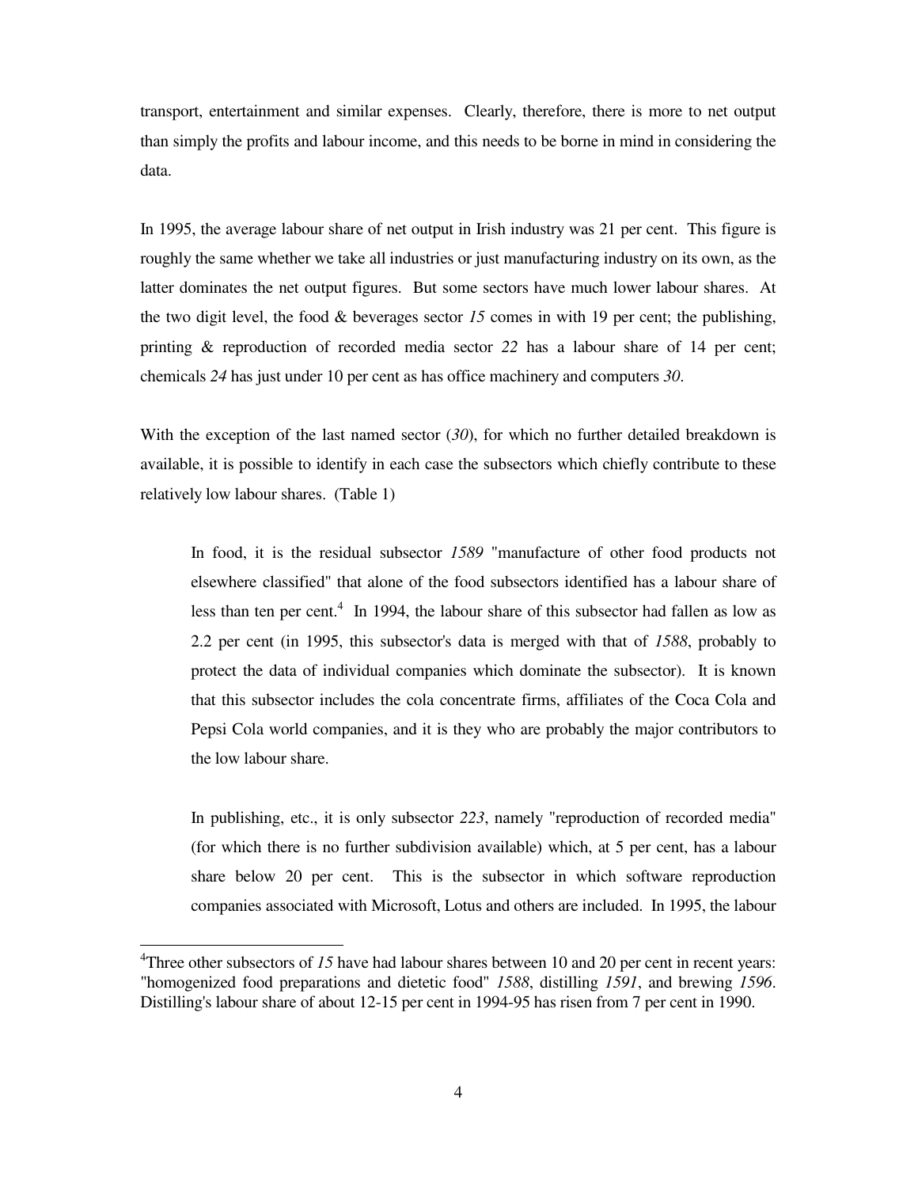transport, entertainment and similar expenses. Clearly, therefore, there is more to net output than simply the profits and labour income, and this needs to be borne in mind in considering the data.

In 1995, the average labour share of net output in Irish industry was 21 per cent. This figure is roughly the same whether we take all industries or just manufacturing industry on its own, as the latter dominates the net output figures. But some sectors have much lower labour shares. At the two digit level, the food & beverages sector *15* comes in with 19 per cent; the publishing, printing & reproduction of recorded media sector *22* has a labour share of 14 per cent; chemicals *24* has just under 10 per cent as has office machinery and computers *30*.

With the exception of the last named sector (*30*), for which no further detailed breakdown is available, it is possible to identify in each case the subsectors which chiefly contribute to these relatively low labour shares. (Table 1)

> In food, it is the residual subsector *1589* "manufacture of other food products not elsewhere classified" that alone of the food subsectors identified has a labour share of less than ten per cent.[4] In 1994, the labour share of this subsector had fallen as low as 2.2 per cent (in 1995, this subsector's data is merged with that of *1588*, probably to protect the data of individual companies which dominate the subsector). It is known that this subsector includes the cola concentrate firms, affiliates of the Coca Cola and Pepsi Cola world companies, and it is they who are probably the major contributors to the low labour share.
>
> In publishing, etc., it is only subsector *223*, namely "reproduction of recorded media" (for which there is no further subdivision available) which, at 5 per cent, has a labour share below 20 per cent. This is the subsector in which software reproduction companies associated with Microsoft, Lotus and others are included. In 1995, the labour

[4] Three other subsectors of *15* have had labour shares between 10 and 20 per cent in recent years: "homogenized food preparations and dietetic food" *1588*, distilling *1591*, and brewing *1596*. Distilling's labour share of about 12-15 per cent in 1994-95 has risen from 7 per cent in 1990.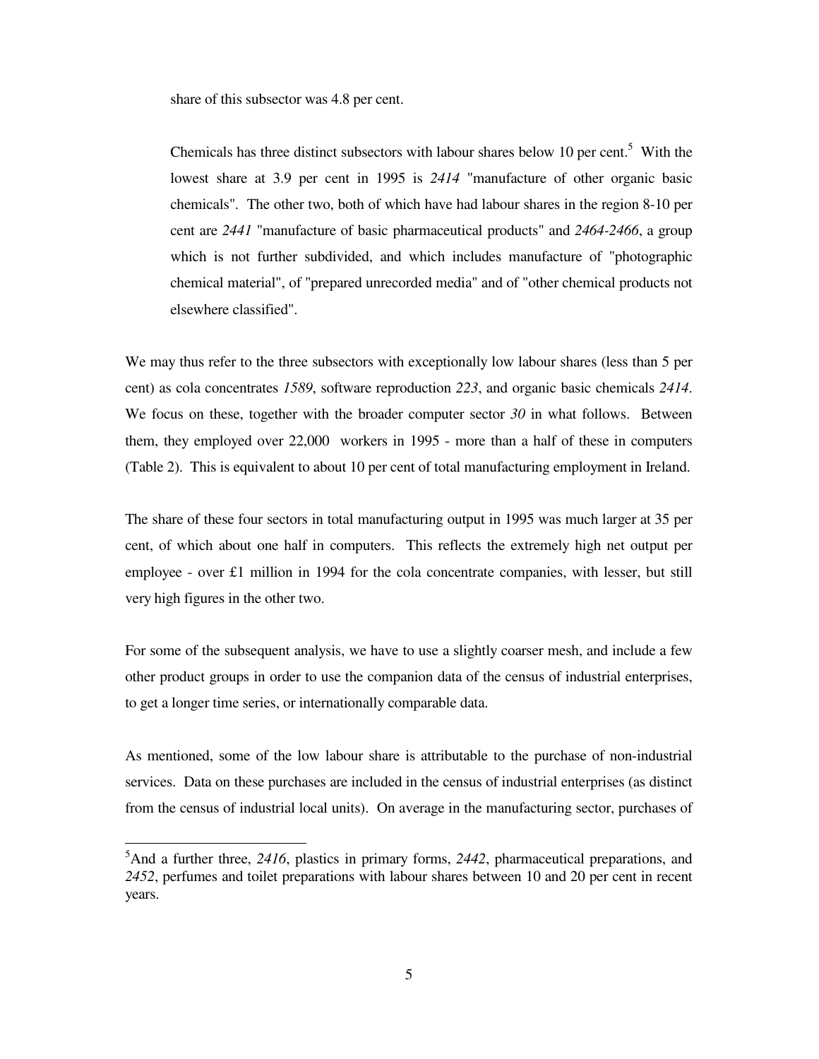share of this subsector was 4.8 per cent.

> Chemicals has three distinct subsectors with labour shares below 10 per cent.[5] With the lowest share at 3.9 per cent in 1995 is *2414* "manufacture of other organic basic chemicals". The other two, both of which have had labour shares in the region 8-10 per cent are *2441* "manufacture of basic pharmaceutical products" and *2464-2466*, a group which is not further subdivided, and which includes manufacture of "photographic chemical material", of "prepared unrecorded media" and of "other chemical products not elsewhere classified".

We may thus refer to the three subsectors with exceptionally low labour shares (less than 5 per cent) as cola concentrates *1589*, software reproduction *223*, and organic basic chemicals *2414*. We focus on these, together with the broader computer sector *30* in what follows. Between them, they employed over 22,000 workers in 1995 - more than a half of these in computers (Table 2). This is equivalent to about 10 per cent of total manufacturing employment in Ireland.

The share of these four sectors in total manufacturing output in 1995 was much larger at 35 per cent, of which about one half in computers. This reflects the extremely high net output per employee - over £1 million in 1994 for the cola concentrate companies, with lesser, but still very high figures in the other two.

For some of the subsequent analysis, we have to use a slightly coarser mesh, and include a few other product groups in order to use the companion data of the census of industrial enterprises, to get a longer time series, or internationally comparable data.

As mentioned, some of the low labour share is attributable to the purchase of non-industrial services. Data on these purchases are included in the census of industrial enterprises (as distinct from the census of industrial local units). On average in the manufacturing sector, purchases of

[5] And a further three, *2416*, plastics in primary forms, *2442*, pharmaceutical preparations, and *2452*, perfumes and toilet preparations with labour shares between 10 and 20 per cent in recent years.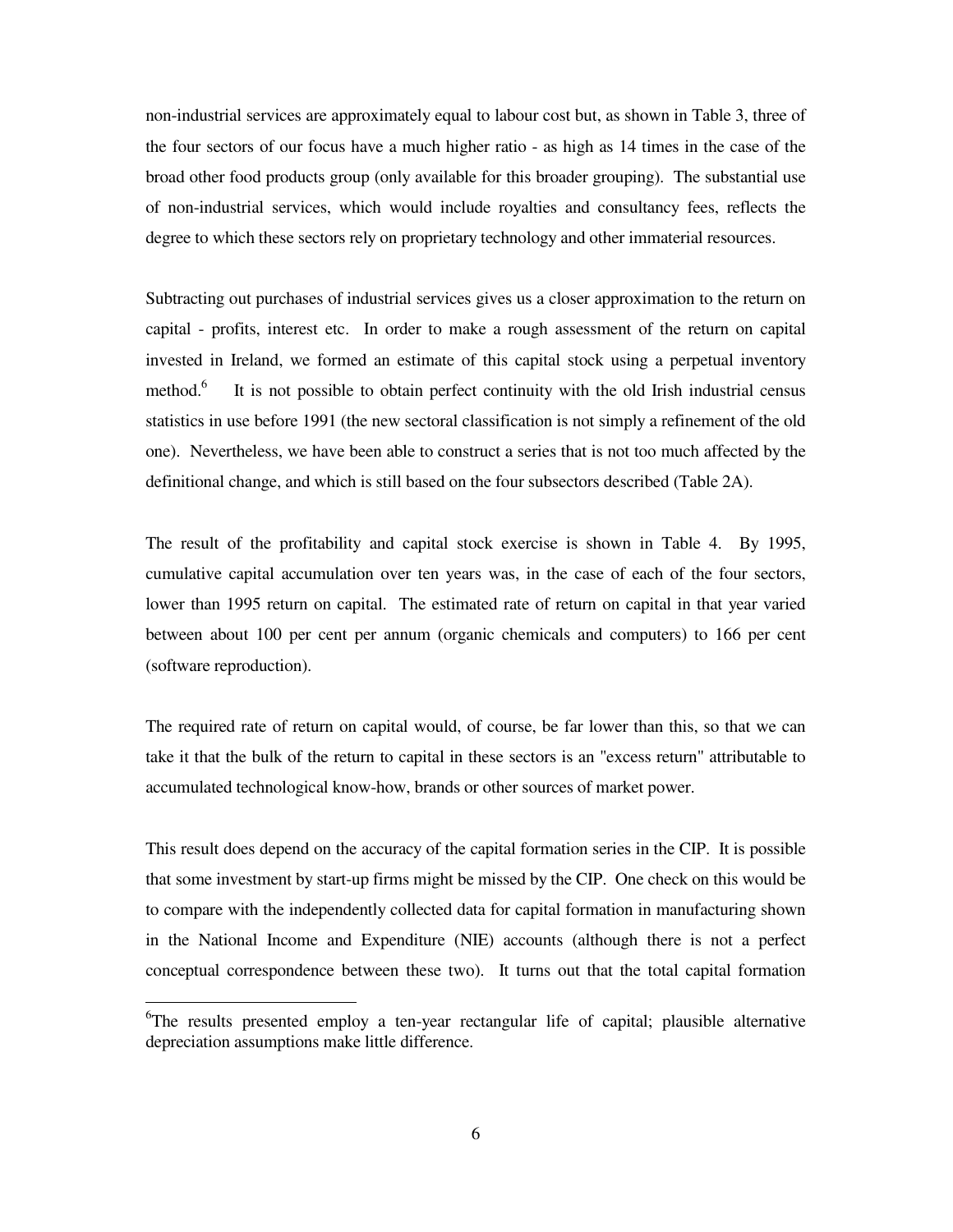non-industrial services are approximately equal to labour cost but, as shown in Table 3, three of the four sectors of our focus have a much higher ratio - as high as 14 times in the case of the broad other food products group (only available for this broader grouping). The substantial use of non-industrial services, which would include royalties and consultancy fees, reflects the degree to which these sectors rely on proprietary technology and other immaterial resources.

Subtracting out purchases of industrial services gives us a closer approximation to the return on capital - profits, interest etc. In order to make a rough assessment of the return on capital invested in Ireland, we formed an estimate of this capital stock using a perpetual inventory method.[6] It is not possible to obtain perfect continuity with the old Irish industrial census statistics in use before 1991 (the new sectoral classification is not simply a refinement of the old one). Nevertheless, we have been able to construct a series that is not too much affected by the definitional change, and which is still based on the four subsectors described (Table 2A).

The result of the profitability and capital stock exercise is shown in Table 4. By 1995, cumulative capital accumulation over ten years was, in the case of each of the four sectors, lower than 1995 return on capital. The estimated rate of return on capital in that year varied between about 100 per cent per annum (organic chemicals and computers) to 166 per cent (software reproduction).

The required rate of return on capital would, of course, be far lower than this, so that we can take it that the bulk of the return to capital in these sectors is an "excess return" attributable to accumulated technological know-how, brands or other sources of market power.

This result does depend on the accuracy of the capital formation series in the CIP. It is possible that some investment by start-up firms might be missed by the CIP. One check on this would be to compare with the independently collected data for capital formation in manufacturing shown in the National Income and Expenditure (NIE) accounts (although there is not a perfect conceptual correspondence between these two). It turns out that the total capital formation

---

[6]The results presented employ a ten-year rectangular life of capital; plausible alternative depreciation assumptions make little difference.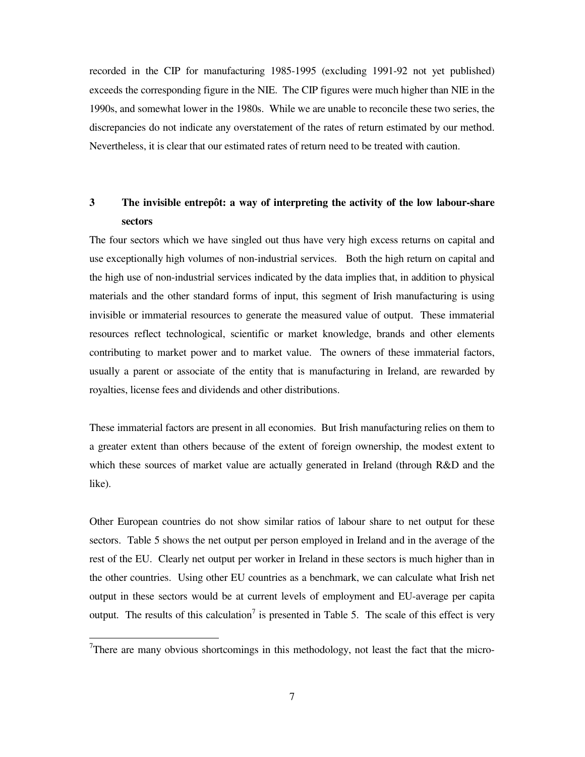recorded in the CIP for manufacturing 1985-1995 (excluding 1991-92 not yet published) exceeds the corresponding figure in the NIE. The CIP figures were much higher than NIE in the 1990s, and somewhat lower in the 1980s. While we are unable to reconcile these two series, the discrepancies do not indicate any overstatement of the rates of return estimated by our method. Nevertheless, it is clear that our estimated rates of return need to be treated with caution.

## 3 The invisible entrepôt: a way of interpreting the activity of the low labour-share sectors

The four sectors which we have singled out thus have very high excess returns on capital and use exceptionally high volumes of non-industrial services. Both the high return on capital and the high use of non-industrial services indicated by the data implies that, in addition to physical materials and the other standard forms of input, this segment of Irish manufacturing is using invisible or immaterial resources to generate the measured value of output. These immaterial resources reflect technological, scientific or market knowledge, brands and other elements contributing to market power and to market value. The owners of these immaterial factors, usually a parent or associate of the entity that is manufacturing in Ireland, are rewarded by royalties, license fees and dividends and other distributions.

These immaterial factors are present in all economies. But Irish manufacturing relies on them to a greater extent than others because of the extent of foreign ownership, the modest extent to which these sources of market value are actually generated in Ireland (through R&D and the like).

Other European countries do not show similar ratios of labour share to net output for these sectors. Table 5 shows the net output per person employed in Ireland and in the average of the rest of the EU. Clearly net output per worker in Ireland in these sectors is much higher than in the other countries. Using other EU countries as a benchmark, we can calculate what Irish net output in these sectors would be at current levels of employment and EU-average per capita output. The results of this calculation[7] is presented in Table 5. The scale of this effect is very

[7]There are many obvious shortcomings in this methodology, not least the fact that the micro-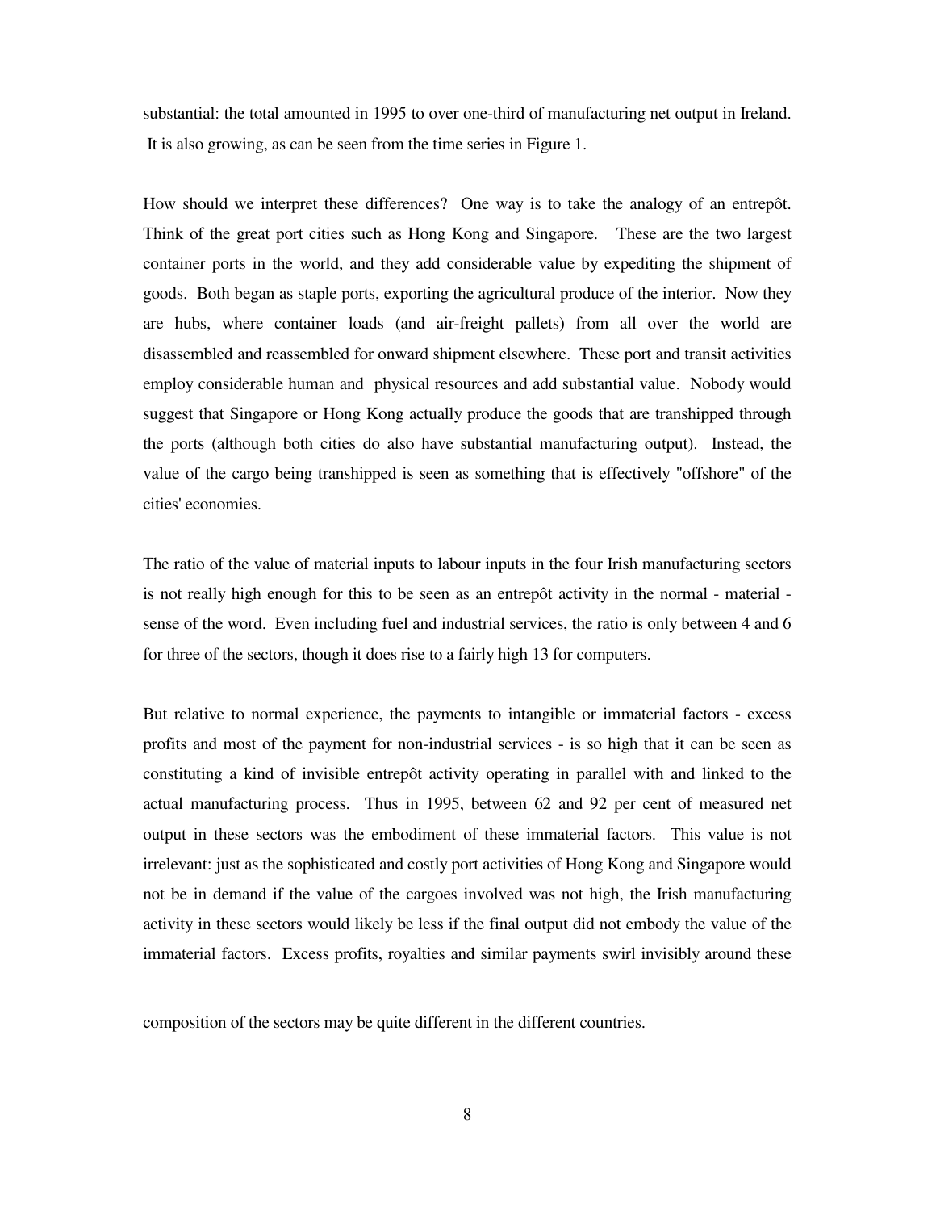substantial: the total amounted in 1995 to over one-third of manufacturing net output in Ireland. It is also growing, as can be seen from the time series in Figure 1.

How should we interpret these differences? One way is to take the analogy of an entrepôt. Think of the great port cities such as Hong Kong and Singapore. These are the two largest container ports in the world, and they add considerable value by expediting the shipment of goods. Both began as staple ports, exporting the agricultural produce of the interior. Now they are hubs, where container loads (and air-freight pallets) from all over the world are disassembled and reassembled for onward shipment elsewhere. These port and transit activities employ considerable human and physical resources and add substantial value. Nobody would suggest that Singapore or Hong Kong actually produce the goods that are transhipped through the ports (although both cities do also have substantial manufacturing output). Instead, the value of the cargo being transhipped is seen as something that is effectively "offshore" of the cities' economies.

The ratio of the value of material inputs to labour inputs in the four Irish manufacturing sectors is not really high enough for this to be seen as an entrepôt activity in the normal - material - sense of the word. Even including fuel and industrial services, the ratio is only between 4 and 6 for three of the sectors, though it does rise to a fairly high 13 for computers.

But relative to normal experience, the payments to intangible or immaterial factors - excess profits and most of the payment for non-industrial services - is so high that it can be seen as constituting a kind of invisible entrepôt activity operating in parallel with and linked to the actual manufacturing process. Thus in 1995, between 62 and 92 per cent of measured net output in these sectors was the embodiment of these immaterial factors. This value is not irrelevant: just as the sophisticated and costly port activities of Hong Kong and Singapore would not be in demand if the value of the cargoes involved was not high, the Irish manufacturing activity in these sectors would likely be less if the final output did not embody the value of the immaterial factors. Excess profits, royalties and similar payments swirl invisibly around these

---

composition of the sectors may be quite different in the different countries.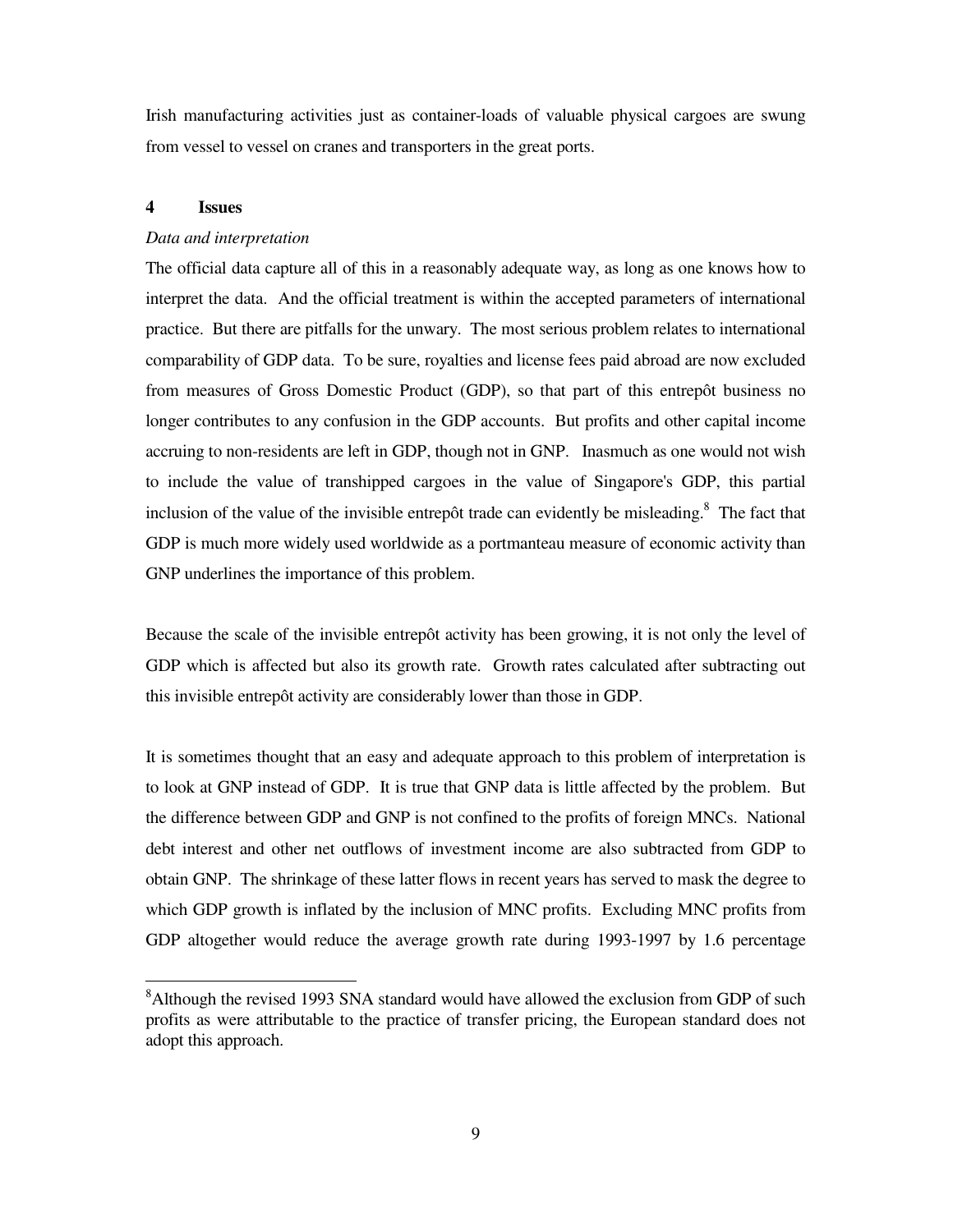Irish manufacturing activities just as container-loads of valuable physical cargoes are swung from vessel to vessel on cranes and transporters in the great ports.

## 4 Issues

*Data and interpretation*

The official data capture all of this in a reasonably adequate way, as long as one knows how to interpret the data. And the official treatment is within the accepted parameters of international practice. But there are pitfalls for the unwary. The most serious problem relates to international comparability of GDP data. To be sure, royalties and license fees paid abroad are now excluded from measures of Gross Domestic Product (GDP), so that part of this entrepôt business no longer contributes to any confusion in the GDP accounts. But profits and other capital income accruing to non-residents are left in GDP, though not in GNP. Inasmuch as one would not wish to include the value of transhipped cargoes in the value of Singapore's GDP, this partial inclusion of the value of the invisible entrepôt trade can evidently be misleading.[8] The fact that GDP is much more widely used worldwide as a portmanteau measure of economic activity than GNP underlines the importance of this problem.

Because the scale of the invisible entrepôt activity has been growing, it is not only the level of GDP which is affected but also its growth rate. Growth rates calculated after subtracting out this invisible entrepôt activity are considerably lower than those in GDP.

It is sometimes thought that an easy and adequate approach to this problem of interpretation is to look at GNP instead of GDP. It is true that GNP data is little affected by the problem. But the difference between GDP and GNP is not confined to the profits of foreign MNCs. National debt interest and other net outflows of investment income are also subtracted from GDP to obtain GNP. The shrinkage of these latter flows in recent years has served to mask the degree to which GDP growth is inflated by the inclusion of MNC profits. Excluding MNC profits from GDP altogether would reduce the average growth rate during 1993-1997 by 1.6 percentage

---

[8] Although the revised 1993 SNA standard would have allowed the exclusion from GDP of such profits as were attributable to the practice of transfer pricing, the European standard does not adopt this approach.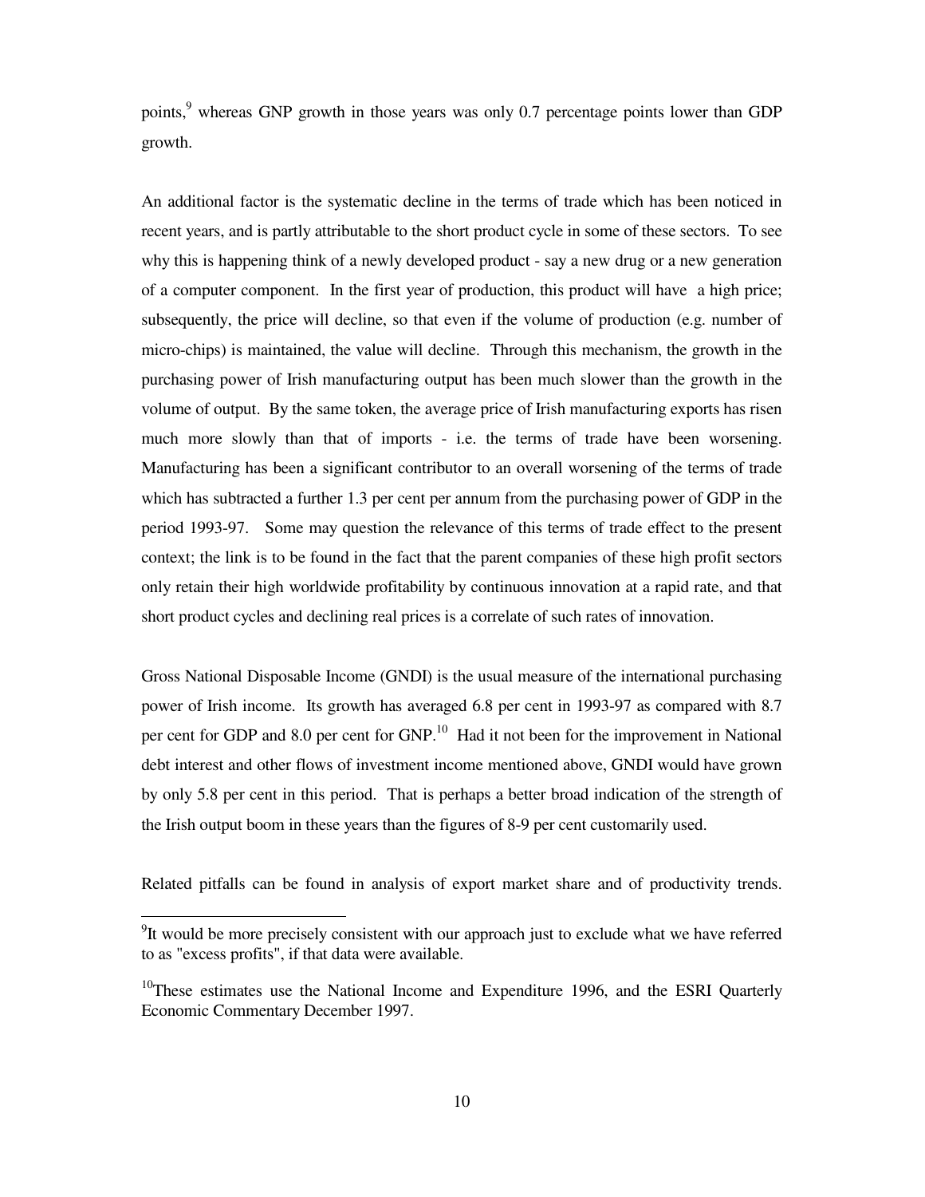points,[9] whereas GNP growth in those years was only 0.7 percentage points lower than GDP growth.

An additional factor is the systematic decline in the terms of trade which has been noticed in recent years, and is partly attributable to the short product cycle in some of these sectors. To see why this is happening think of a newly developed product - say a new drug or a new generation of a computer component. In the first year of production, this product will have a high price; subsequently, the price will decline, so that even if the volume of production (e.g. number of micro-chips) is maintained, the value will decline. Through this mechanism, the growth in the purchasing power of Irish manufacturing output has been much slower than the growth in the volume of output. By the same token, the average price of Irish manufacturing exports has risen much more slowly than that of imports - i.e. the terms of trade have been worsening. Manufacturing has been a significant contributor to an overall worsening of the terms of trade which has subtracted a further 1.3 per cent per annum from the purchasing power of GDP in the period 1993-97. Some may question the relevance of this terms of trade effect to the present context; the link is to be found in the fact that the parent companies of these high profit sectors only retain their high worldwide profitability by continuous innovation at a rapid rate, and that short product cycles and declining real prices is a correlate of such rates of innovation.

Gross National Disposable Income (GNDI) is the usual measure of the international purchasing power of Irish income. Its growth has averaged 6.8 per cent in 1993-97 as compared with 8.7 per cent for GDP and 8.0 per cent for GNP.[10] Had it not been for the improvement in National debt interest and other flows of investment income mentioned above, GNDI would have grown by only 5.8 per cent in this period. That is perhaps a better broad indication of the strength of the Irish output boom in these years than the figures of 8-9 per cent customarily used.

Related pitfalls can be found in analysis of export market share and of productivity trends.

---

[9] It would be more precisely consistent with our approach just to exclude what we have referred to as "excess profits", if that data were available.

[10] These estimates use the National Income and Expenditure 1996, and the ESRI Quarterly Economic Commentary December 1997.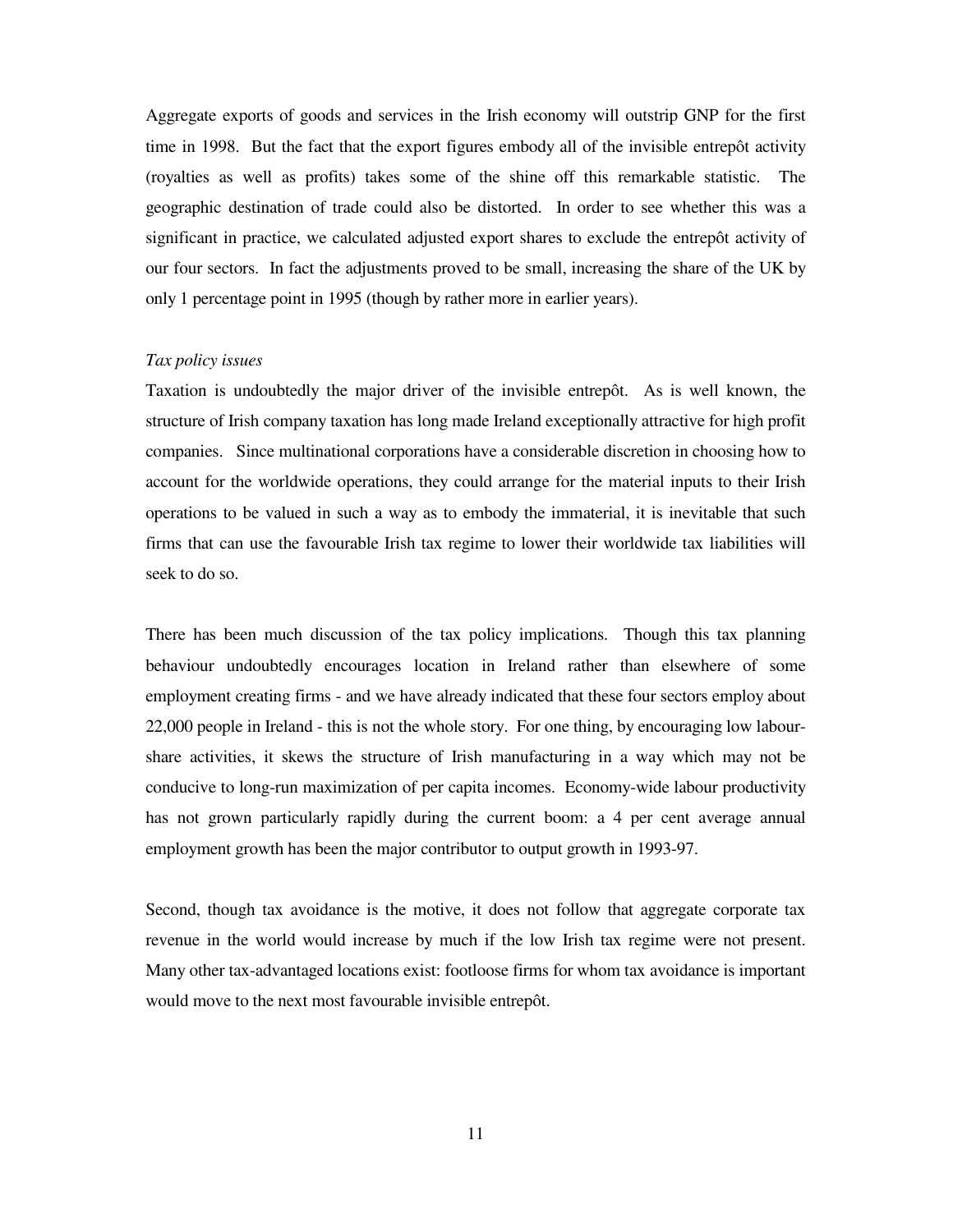Aggregate exports of goods and services in the Irish economy will outstrip GNP for the first time in 1998. But the fact that the export figures embody all of the invisible entrepôt activity (royalties as well as profits) takes some of the shine off this remarkable statistic. The geographic destination of trade could also be distorted. In order to see whether this was a significant in practice, we calculated adjusted export shares to exclude the entrepôt activity of our four sectors. In fact the adjustments proved to be small, increasing the share of the UK by only 1 percentage point in 1995 (though by rather more in earlier years).

*Tax policy issues*

Taxation is undoubtedly the major driver of the invisible entrepôt. As is well known, the structure of Irish company taxation has long made Ireland exceptionally attractive for high profit companies. Since multinational corporations have a considerable discretion in choosing how to account for the worldwide operations, they could arrange for the material inputs to their Irish operations to be valued in such a way as to embody the immaterial, it is inevitable that such firms that can use the favourable Irish tax regime to lower their worldwide tax liabilities will seek to do so.

There has been much discussion of the tax policy implications. Though this tax planning behaviour undoubtedly encourages location in Ireland rather than elsewhere of some employment creating firms - and we have already indicated that these four sectors employ about 22,000 people in Ireland - this is not the whole story. For one thing, by encouraging low labour-share activities, it skews the structure of Irish manufacturing in a way which may not be conducive to long-run maximization of per capita incomes. Economy-wide labour productivity has not grown particularly rapidly during the current boom: a 4 per cent average annual employment growth has been the major contributor to output growth in 1993-97.

Second, though tax avoidance is the motive, it does not follow that aggregate corporate tax revenue in the world would increase by much if the low Irish tax regime were not present. Many other tax-advantaged locations exist: footloose firms for whom tax avoidance is important would move to the next most favourable invisible entrepôt.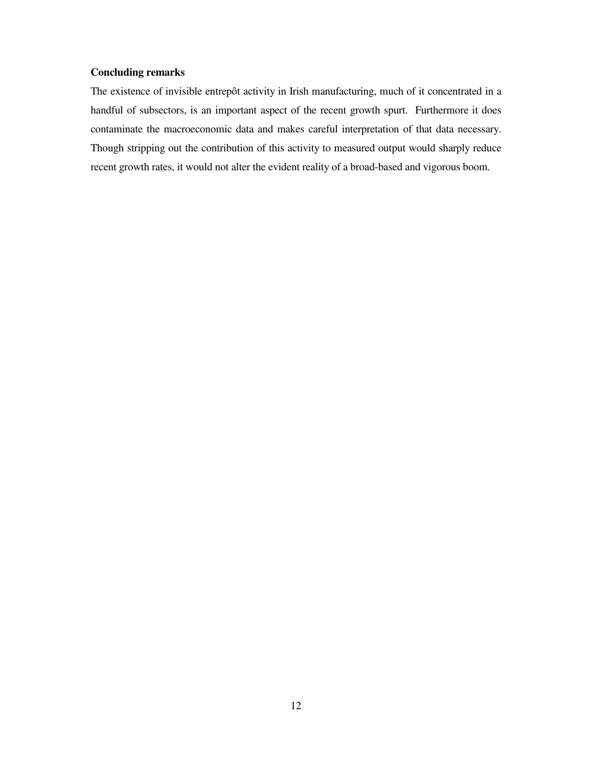**Concluding remarks**

The existence of invisible entrepôt activity in Irish manufacturing, much of it concentrated in a handful of subsectors, is an important aspect of the recent growth spurt. Furthermore it does contaminate the macroeconomic data and makes careful interpretation of that data necessary. Though stripping out the contribution of this activity to measured output would sharply reduce recent growth rates, it would not alter the evident reality of a broad-based and vigorous boom.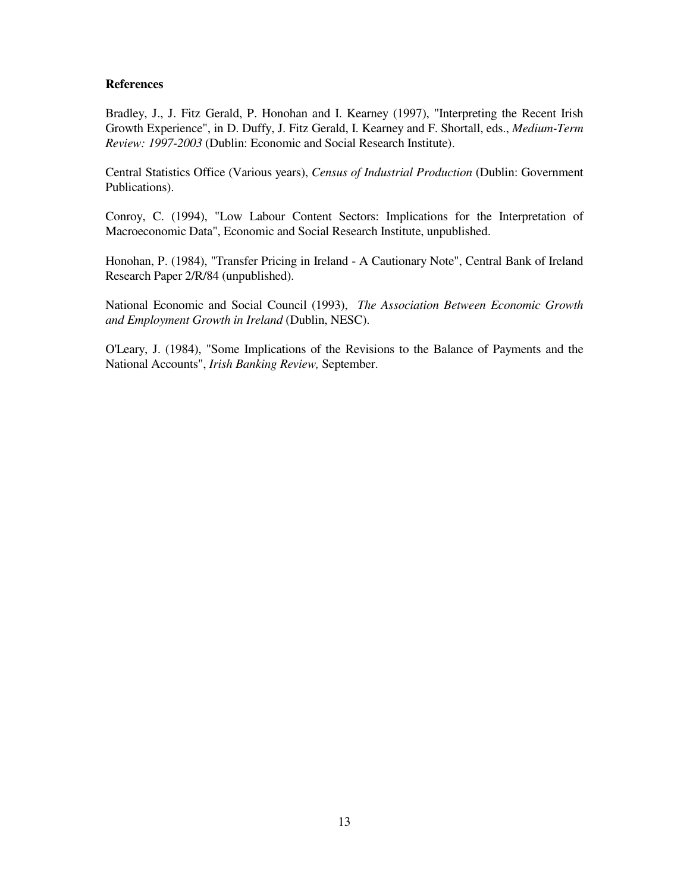**References**

Bradley, J., J. Fitz Gerald, P. Honohan and I. Kearney (1997), "Interpreting the Recent Irish Growth Experience", in D. Duffy, J. Fitz Gerald, I. Kearney and F. Shortall, eds., *Medium-Term Review: 1997-2003* (Dublin: Economic and Social Research Institute).

Central Statistics Office (Various years), *Census of Industrial Production* (Dublin: Government Publications).

Conroy, C. (1994), "Low Labour Content Sectors: Implications for the Interpretation of Macroeconomic Data", Economic and Social Research Institute, unpublished.

Honohan, P. (1984), "Transfer Pricing in Ireland - A Cautionary Note", Central Bank of Ireland Research Paper 2/R/84 (unpublished).

National Economic and Social Council (1993), *The Association Between Economic Growth and Employment Growth in Ireland* (Dublin, NESC).

O'Leary, J. (1984), "Some Implications of the Revisions to the Balance of Payments and the National Accounts", *Irish Banking Review,* September.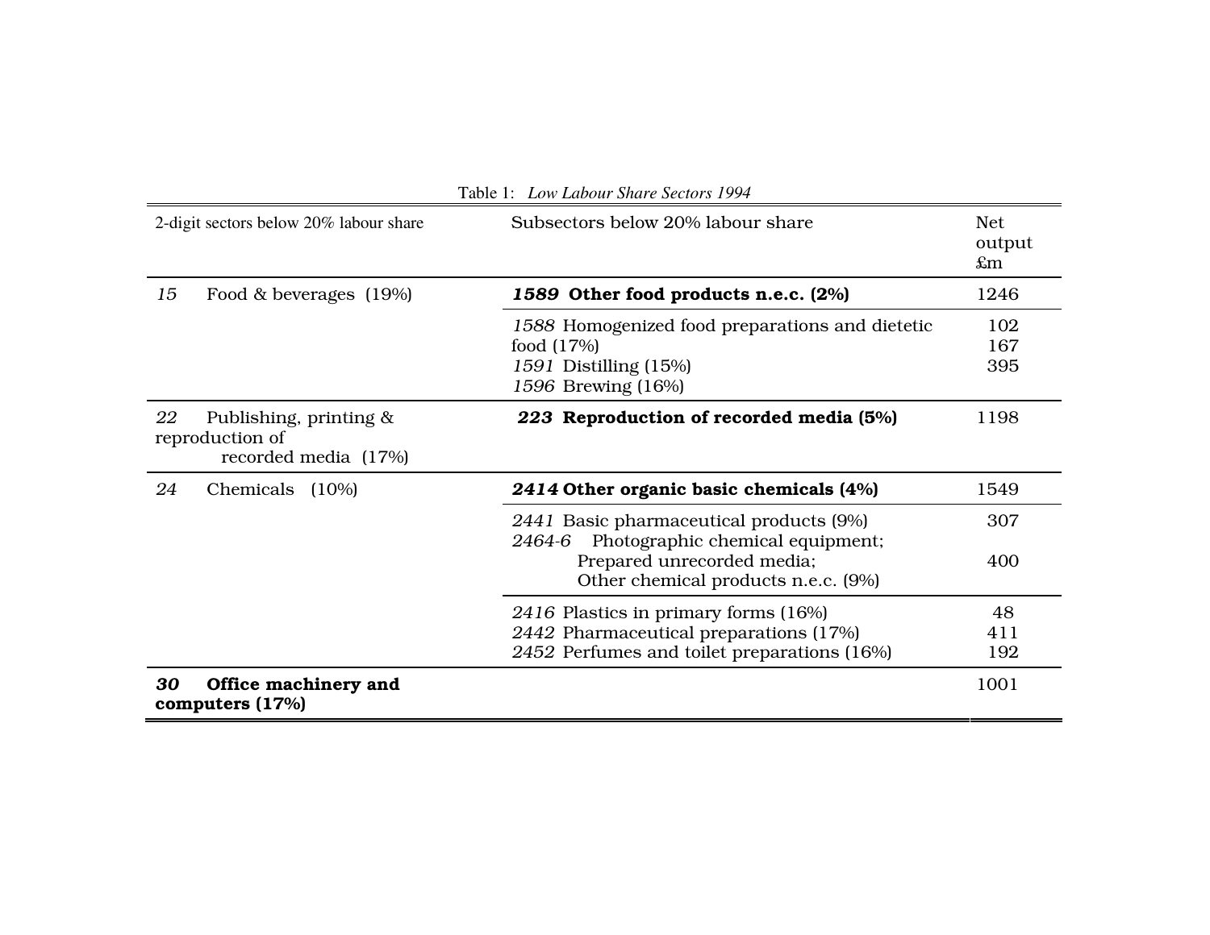Table 1: *Low Labour Share Sectors 1994*

| 2-digit sectors below 20% labour share | Subsectors below 20% labour share | Net output £m |
|---|---|---|
| *15* Food & beverages (19%) | ***1589* Other food products n.e.c. (2%)** | 1246 |
| | *1588* Homogenized food preparations and dietetic food (17%) | 102 |
| | *1591* Distilling (15%) | 167 |
| | *1596* Brewing (16%) | 395 |
| *22* Publishing, printing & reproduction of recorded media (17%) | ***223* Reproduction of recorded media (5%)** | 1198 |
| *24* Chemicals (10%) | ***2414* Other organic basic chemicals (4%)** | 1549 |
| | *2441* Basic pharmaceutical products (9%) | 307 |
| | *2464-6* Photographic chemical equipment; Prepared unrecorded media; Other chemical products n.e.c. (9%) | 400 |
| | *2416* Plastics in primary forms (16%) | 48 |
| | *2442* Pharmaceutical preparations (17%) | 411 |
| | *2452* Perfumes and toilet preparations (16%) | 192 |
| ***30* Office machinery and computers (17%)** | | 1001 |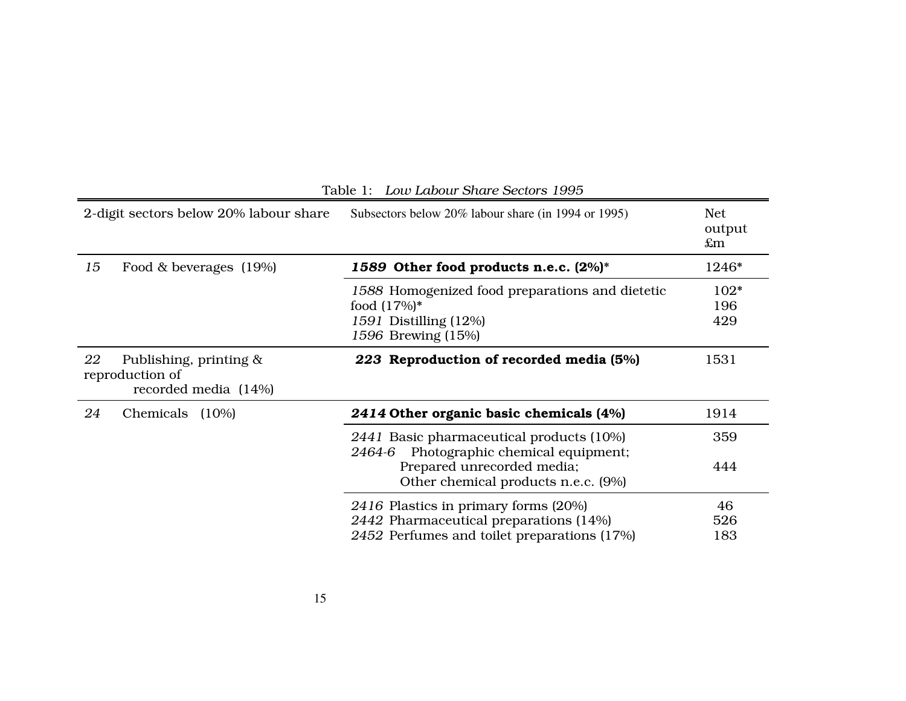Table 1: *Low Labour Share Sectors 1995*

| 2-digit sectors below 20% labour share | Subsectors below 20% labour share (in 1994 or 1995) | Net output £m |
|---|---|---|
| *15* Food & beverages (19%) | ***1589* Other food products n.e.c. (2%)*** | 1246* |
| | *1588* Homogenized food preparations and dietetic food (17%)* | 102* |
| | *1591* Distilling (12%) | 196 |
| | *1596* Brewing (15%) | 429 |
| *22* Publishing, printing & reproduction of recorded media (14%) | ***223* Reproduction of recorded media (5%)** | 1531 |
| *24* Chemicals (10%) | ***2414* Other organic basic chemicals (4%)** | 1914 |
| | *2441* Basic pharmaceutical products (10%) | 359 |
| | *2464-6* Photographic chemical equipment; Prepared unrecorded media; Other chemical products n.e.c. (9%) | 444 |
| | *2416* Plastics in primary forms (20%) | 46 |
| | *2442* Pharmaceutical preparations (14%) | 526 |
| | *2452* Perfumes and toilet preparations (17%) | 183 |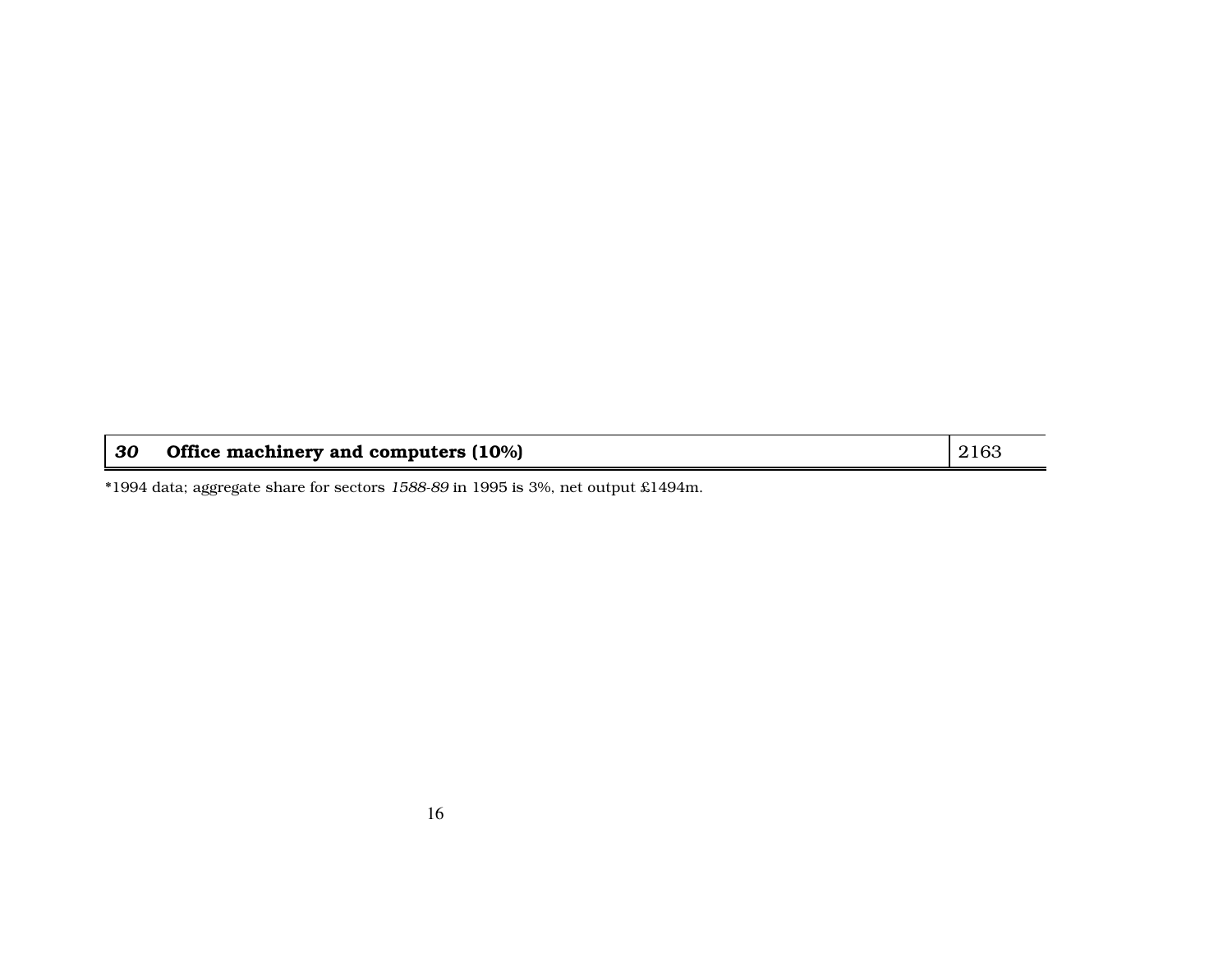| ***30*** | **Office machinery and computers (10%)** | 2163 |
|---|---|---|

*1994 data; aggregate share for sectors *1588-89* in 1995 is 3%, net output £1494m.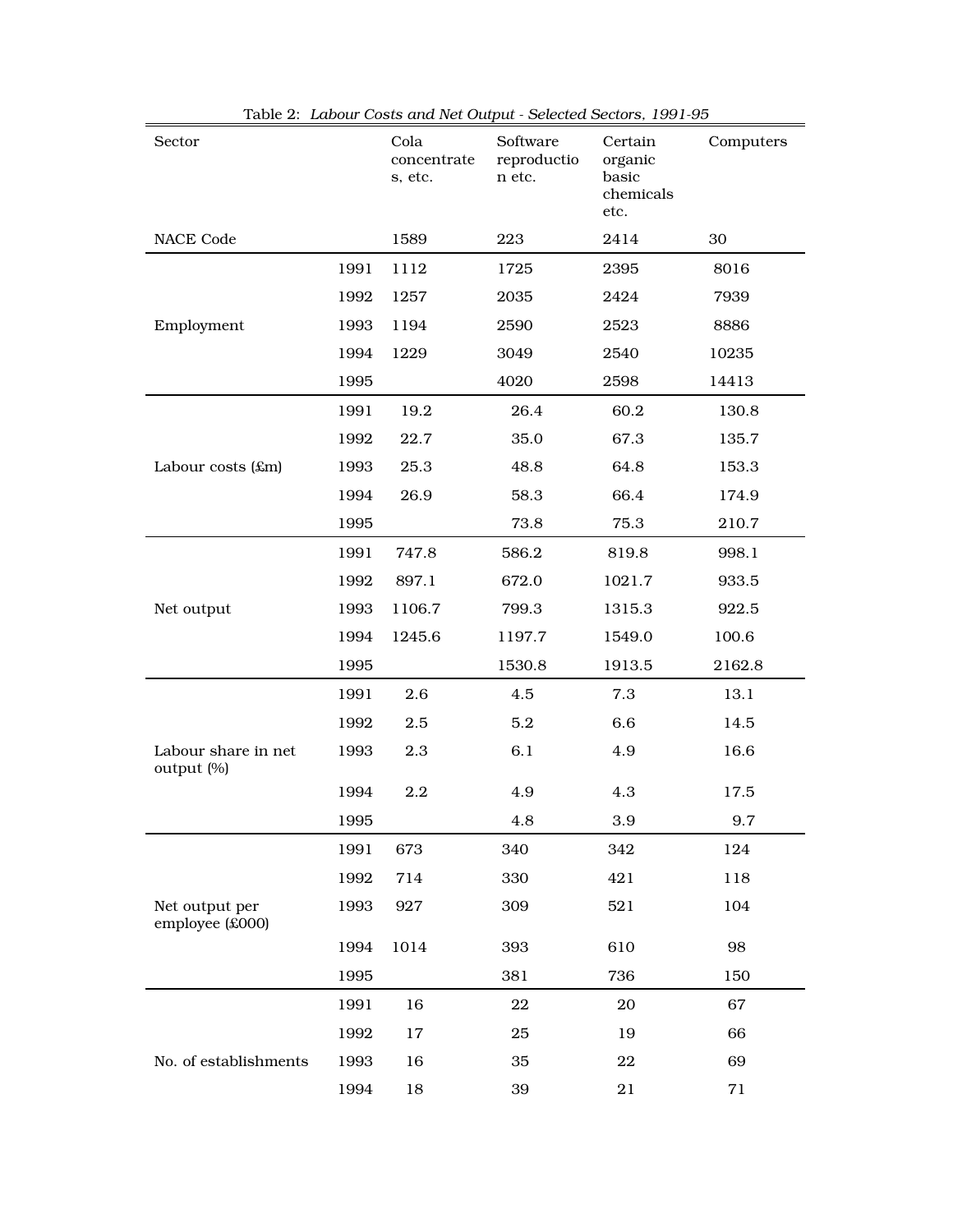Table 2: *Labour Costs and Net Output - Selected Sectors, 1991-95*

| Sector | | Cola concentrates, etc. | Software reproduction etc. | Certain organic basic chemicals etc. | Computers |
|---|---|---|---|---|---|
| NACE Code | | 1589 | 223 | 2414 | 30 |
| Employment | 1991 | 1112 | 1725 | 2395 | 8016 |
| | 1992 | 1257 | 2035 | 2424 | 7939 |
| | 1993 | 1194 | 2590 | 2523 | 8886 |
| | 1994 | 1229 | 3049 | 2540 | 10235 |
| | 1995 | | 4020 | 2598 | 14413 |
| Labour costs (£m) | 1991 | 19.2 | 26.4 | 60.2 | 130.8 |
| | 1992 | 22.7 | 35.0 | 67.3 | 135.7 |
| | 1993 | 25.3 | 48.8 | 64.8 | 153.3 |
| | 1994 | 26.9 | 58.3 | 66.4 | 174.9 |
| | 1995 | | 73.8 | 75.3 | 210.7 |
| Net output | 1991 | 747.8 | 586.2 | 819.8 | 998.1 |
| | 1992 | 897.1 | 672.0 | 1021.7 | 933.5 |
| | 1993 | 1106.7 | 799.3 | 1315.3 | 922.5 |
| | 1994 | 1245.6 | 1197.7 | 1549.0 | 100.6 |
| | 1995 | | 1530.8 | 1913.5 | 2162.8 |
| Labour share in net output (%) | 1991 | 2.6 | 4.5 | 7.3 | 13.1 |
| | 1992 | 2.5 | 5.2 | 6.6 | 14.5 |
| | 1993 | 2.3 | 6.1 | 4.9 | 16.6 |
| | 1994 | 2.2 | 4.9 | 4.3 | 17.5 |
| | 1995 | | 4.8 | 3.9 | 9.7 |
| Net output per employee (£000) | 1991 | 673 | 340 | 342 | 124 |
| | 1992 | 714 | 330 | 421 | 118 |
| | 1993 | 927 | 309 | 521 | 104 |
| | 1994 | 1014 | 393 | 610 | 98 |
| | 1995 | | 381 | 736 | 150 |
| No. of establishments | 1991 | 16 | 22 | 20 | 67 |
| | 1992 | 17 | 25 | 19 | 66 |
| | 1993 | 16 | 35 | 22 | 69 |
| | 1994 | 18 | 39 | 21 | 71 |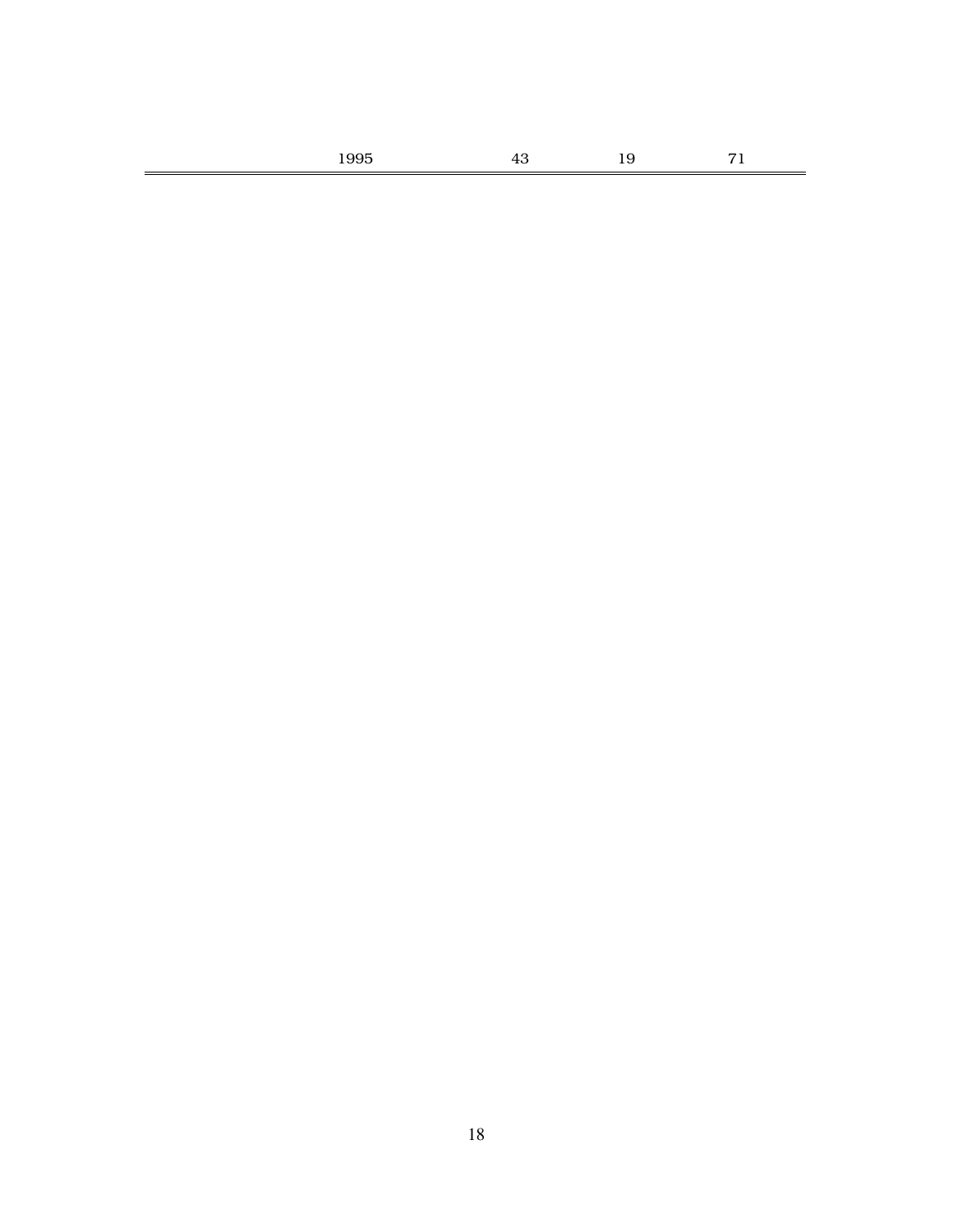| | | | | |
|---|---|---|---|---|
| | 1995 | 43 | 19 | 71 |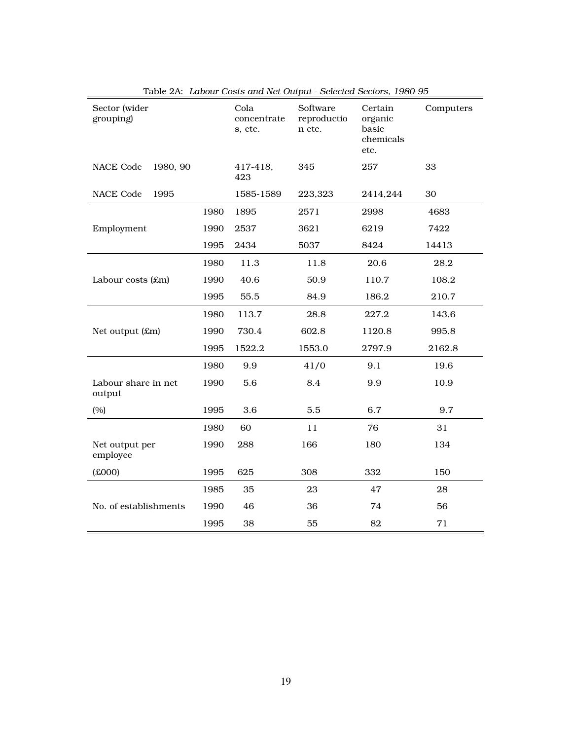Table 2A: *Labour Costs and Net Output - Selected Sectors, 1980-95*

| Sector (wider grouping) | | Cola concentrates, etc. | Software reproduction etc. | Certain organic basic chemicals etc. | Computers |
|---|---|---|---|---|---|
| NACE Code 1980, 90 | | 417-418, 423 | 345 | 257 | 33 |
| NACE Code 1995 | | 1585-1589 | 223,323 | 2414,244 | 30 |
| | 1980 | 1895 | 2571 | 2998 | 4683 |
| Employment | 1990 | 2537 | 3621 | 6219 | 7422 |
| | 1995 | 2434 | 5037 | 8424 | 14413 |
| | 1980 | 11.3 | 11.8 | 20.6 | 28.2 |
| Labour costs (£m) | 1990 | 40.6 | 50.9 | 110.7 | 108.2 |
| | 1995 | 55.5 | 84.9 | 186.2 | 210.7 |
| | 1980 | 113.7 | 28.8 | 227.2 | 143,6 |
| Net output (£m) | 1990 | 730.4 | 602.8 | 1120.8 | 995.8 |
| | 1995 | 1522.2 | 1553.0 | 2797.9 | 2162.8 |
| | 1980 | 9.9 | 41/0 | 9.1 | 19.6 |
| Labour share in net output | 1990 | 5.6 | 8.4 | 9.9 | 10.9 |
| (%) | 1995 | 3.6 | 5.5 | 6.7 | 9.7 |
| | 1980 | 60 | 11 | 76 | 31 |
| Net output per employee | 1990 | 288 | 166 | 180 | 134 |
| (£000) | 1995 | 625 | 308 | 332 | 150 |
| | 1985 | 35 | 23 | 47 | 28 |
| No. of establishments | 1990 | 46 | 36 | 74 | 56 |
| | 1995 | 38 | 55 | 82 | 71 |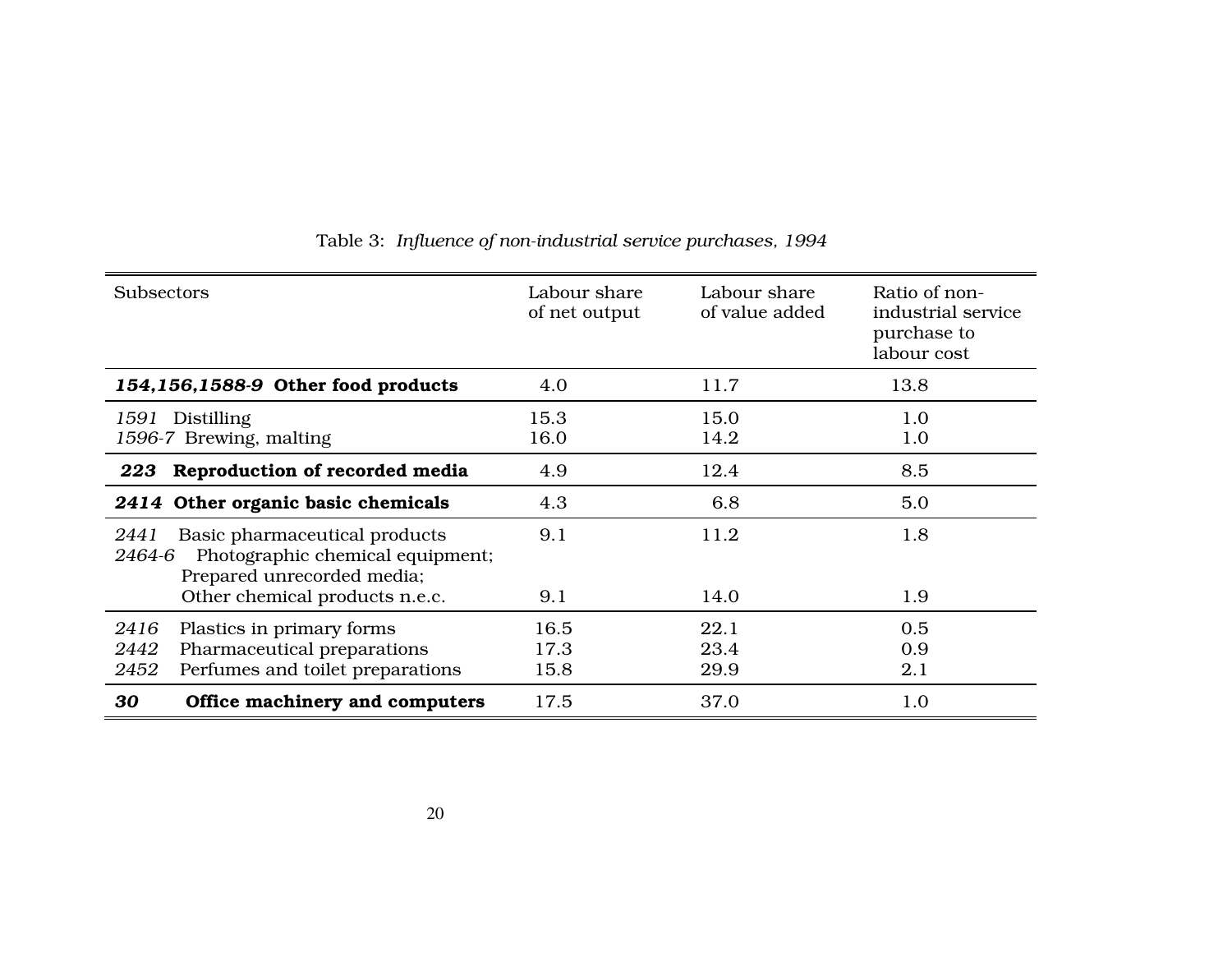Table 3: *Influence of non-industrial service purchases, 1994*

| Subsectors | Labour share of net output | Labour share of value added | Ratio of non-industrial service purchase to labour cost |
|---|---|---|---|
| ***154,156,1588-9* Other food products** | 4.0 | 11.7 | 13.8 |
| *1591* Distilling | 15.3 | 15.0 | 1.0 |
| *1596-7* Brewing, malting | 16.0 | 14.2 | 1.0 |
| ***223* Reproduction of recorded media** | 4.9 | 12.4 | 8.5 |
| ***2414* Other organic basic chemicals** | 4.3 | 6.8 | 5.0 |
| *2441* Basic pharmaceutical products | 9.1 | 11.2 | 1.8 |
| *2464-6* Photographic chemical equipment; Prepared unrecorded media; Other chemical products n.e.c. | 9.1 | 14.0 | 1.9 |
| *2416* Plastics in primary forms | 16.5 | 22.1 | 0.5 |
| *2442* Pharmaceutical preparations | 17.3 | 23.4 | 0.9 |
| *2452* Perfumes and toilet preparations | 15.8 | 29.9 | 2.1 |
| ***30* Office machinery and computers** | 17.5 | 37.0 | 1.0 |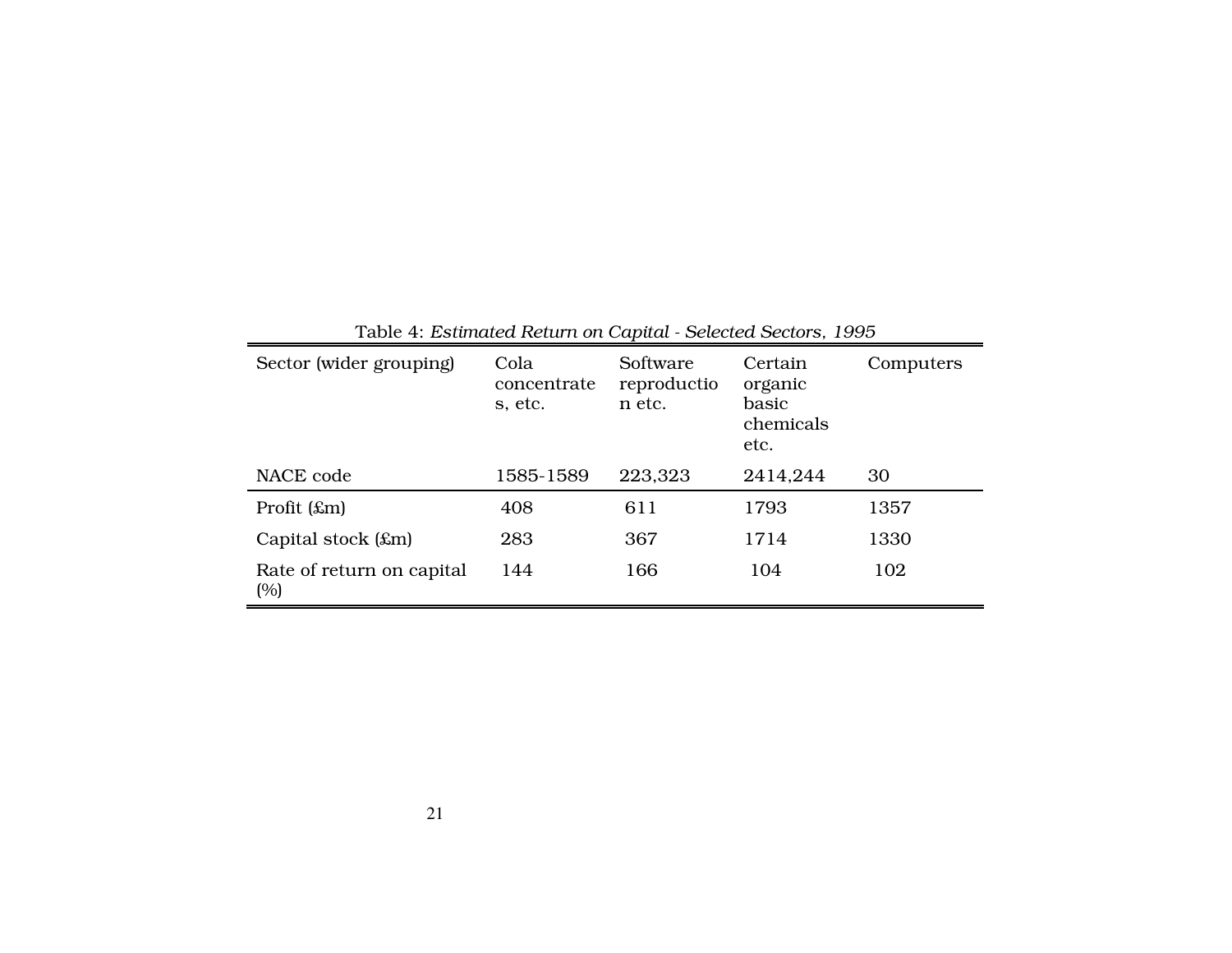Table 4: *Estimated Return on Capital - Selected Sectors, 1995*

| Sector (wider grouping) | Cola concentrates, etc. | Software reproduction etc. | Certain organic basic chemicals etc. | Computers |
|---|---|---|---|---|
| NACE code | 1585-1589 | 223,323 | 2414,244 | 30 |
| Profit (£m) | 408 | 611 | 1793 | 1357 |
| Capital stock (£m) | 283 | 367 | 1714 | 1330 |
| Rate of return on capital (%) | 144 | 166 | 104 | 102 |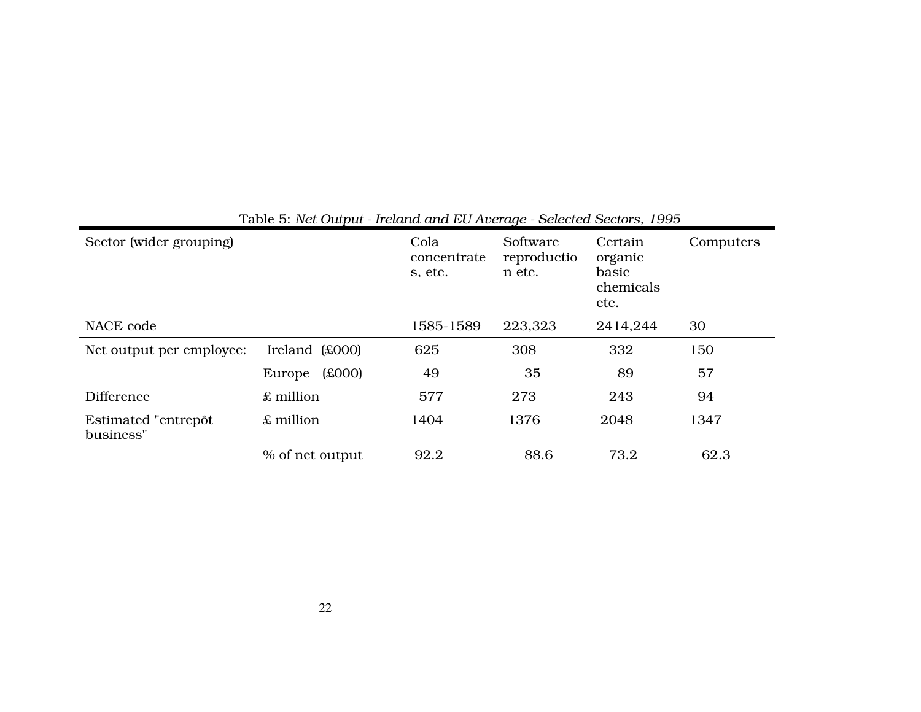Table 5: *Net Output - Ireland and EU Average - Selected Sectors, 1995*

| Sector (wider grouping) | | Cola concentrates, etc. | Software reproduction etc. | Certain organic basic chemicals etc. | Computers |
|---|---|---|---|---|---|
| NACE code | | 1585-1589 | 223,323 | 2414,244 | 30 |
| Net output per employee: | Ireland (£000) | 625 | 308 | 332 | 150 |
| | Europe (£000) | 49 | 35 | 89 | 57 |
| Difference | £ million | 577 | 273 | 243 | 94 |
| Estimated "entrepôt business" | £ million | 1404 | 1376 | 2048 | 1347 |
| | % of net output | 92.2 | 88.6 | 73.2 | 62.3 |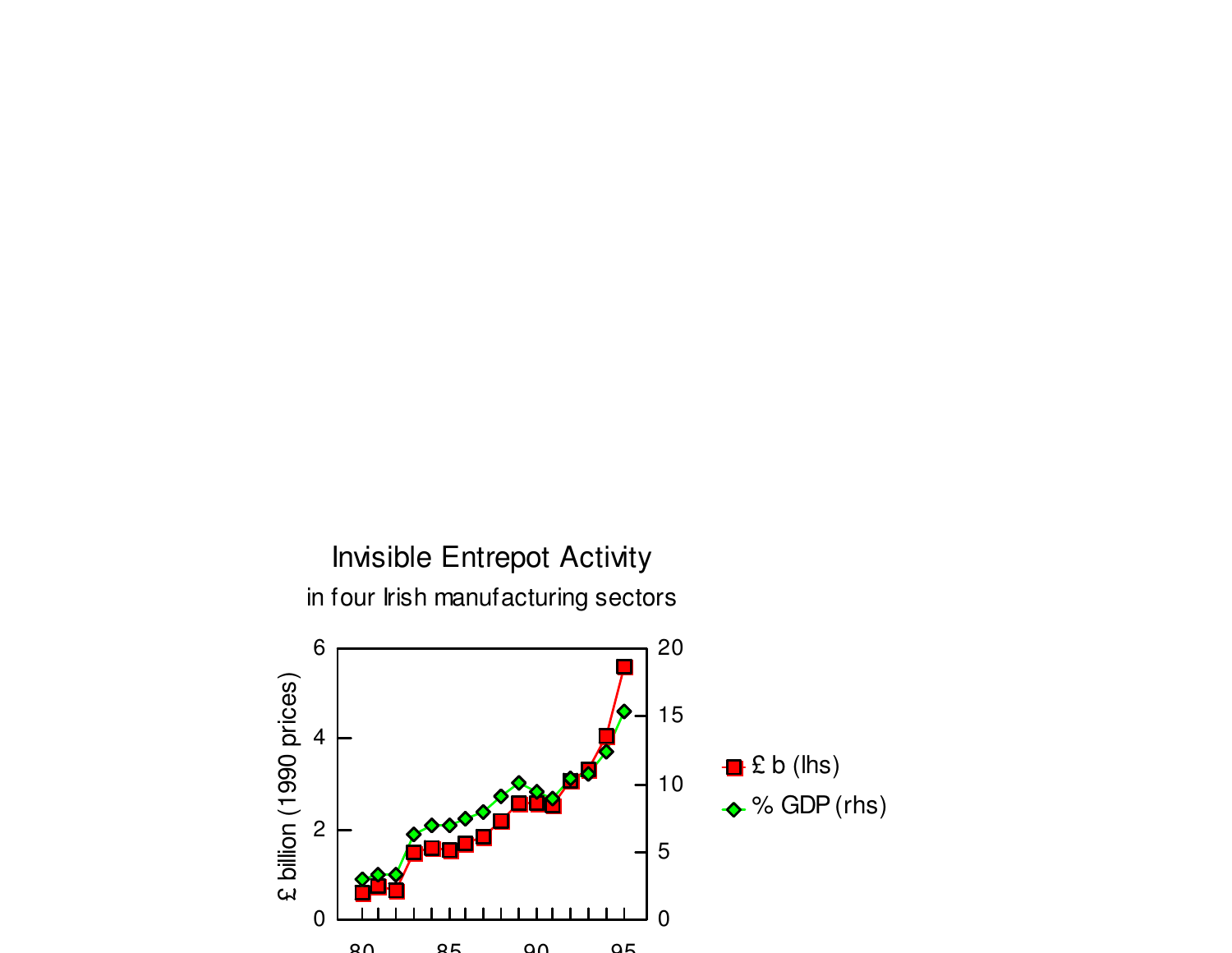Invisible Entrepot Activity

in four Irish manufacturing sectors

£ billion (1990 prices)

6

4

2

0

20

15

10

5

0

80

85

90

95

£ b (lhs)

% GDP (rhs)